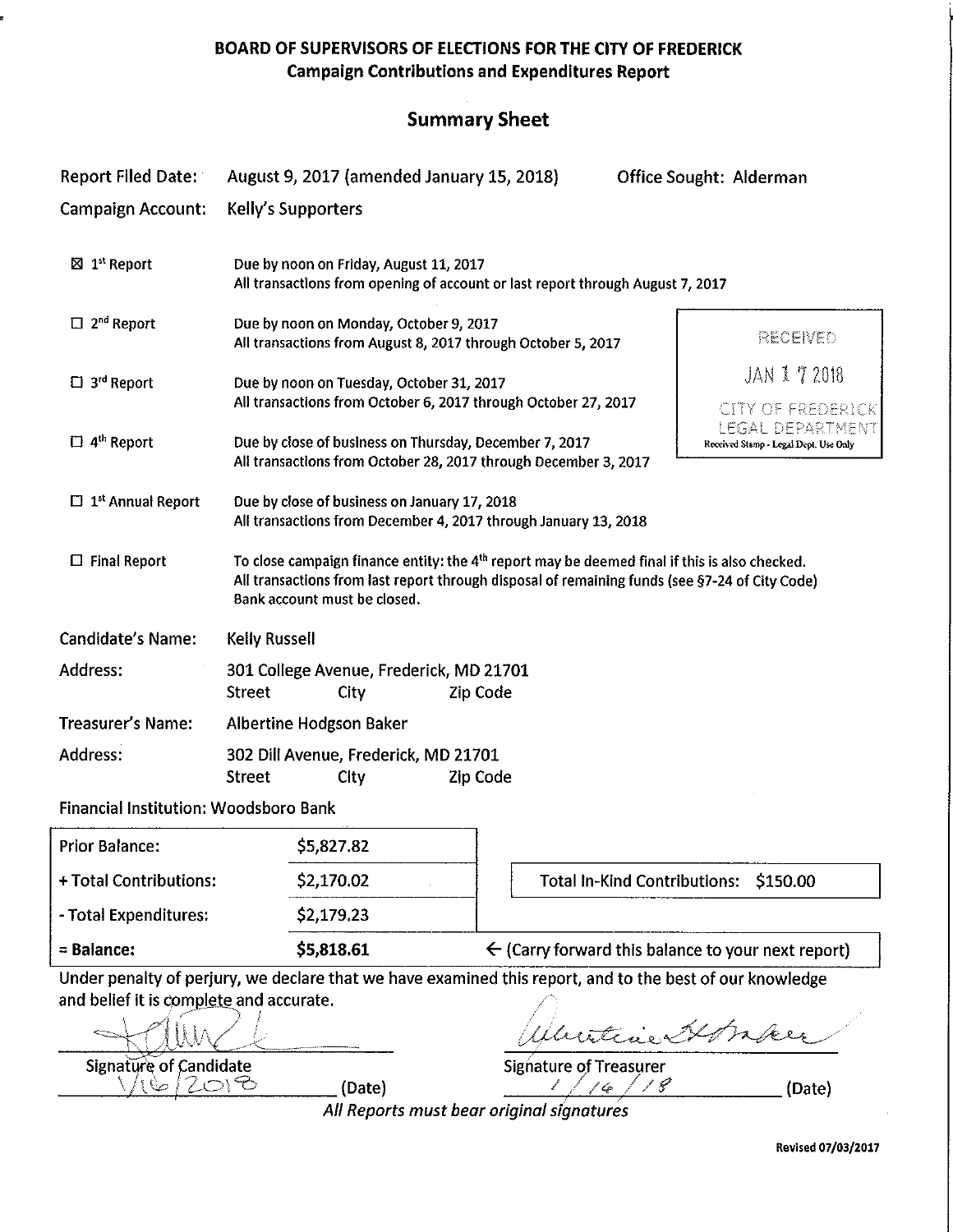# BOARD OF SUPERVISORS OF ELECTIONS FOR THE CITY OF FREDERICK
## Campaign Contributions and Expenditures Report

## Summary Sheet

**Report Filed Date:** August 9, 2017 (amended January 15, 2018) **Office Sought:** Alderman

**Campaign Account:** Kelly's Supporters

☒ 1st Report — Due by noon on Friday, August 11, 2017
All transactions from opening of account or last report through August 7, 2017

☐ 2nd Report — Due by noon on Monday, October 9, 2017
All transactions from August 8, 2017 through October 5, 2017

☐ 3rd Report — Due by noon on Tuesday, October 31, 2017
All transactions from October 6, 2017 through October 27, 2017

☐ 4th Report — Due by close of business on Thursday, December 7, 2017
All transactions from October 28, 2017 through December 3, 2017

☐ 1st Annual Report — Due by close of business on January 17, 2018
All transactions from December 4, 2017 through January 13, 2018

☐ Final Report — To close campaign finance entity: the 4th report may be deemed final if this is also checked.
All transactions from last report through disposal of remaining funds (see §7-24 of City Code)
Bank account must be closed.

RECEIVED
JAN 17 2018
CITY OF FREDERICK
LEGAL DEPARTMENT
Received Stamp - Legal Dept. Use Only

**Candidate's Name:** Kelly Russell

**Address:** 301 College Avenue, Frederick, MD 21701
Street City Zip Code

**Treasurer's Name:** Albertine Hodgson Baker

**Address:** 302 Dill Avenue, Frederick, MD 21701
Street City Zip Code

**Financial Institution:** Woodsboro Bank

| | |
|---|---|
| Prior Balance: | $5,827.82 |
| + Total Contributions: | $2,170.02 |
| - Total Expenditures: | $2,179.23 |
| **= Balance:** | **$5,818.61** |

Total In-Kind Contributions: $150.00

← (Carry forward this balance to your next report)

Under penalty of perjury, we declare that we have examined this report, and to the best of our knowledge and belief it is complete and accurate.

Signature of Candidate — 1/16/2018 (Date)

Signature of Treasurer — 1/14/18 (Date)

*All Reports must bear original signatures*

Revised 07/03/2017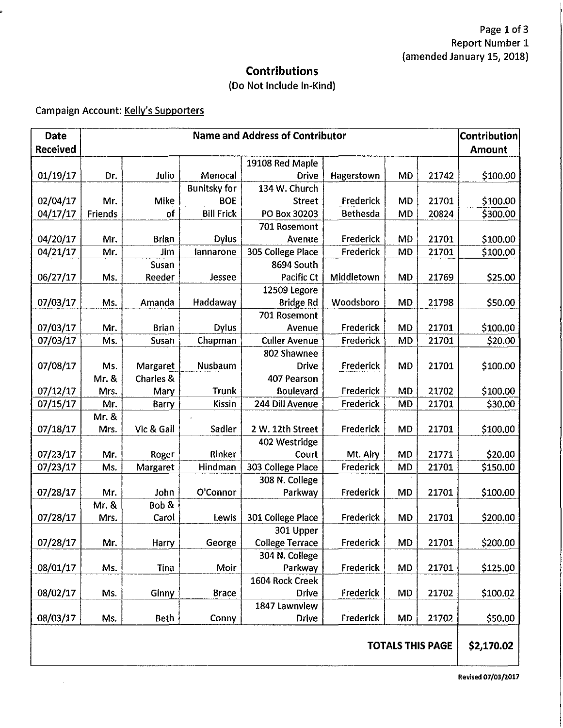Report Number 1
(amended January 15, 2018)

## Contributions

(Do Not Include In-Kind)

Campaign Account: Kelly's Supporters

| Date Received | Name and Address of Contributor | | | | | | | Contribution Amount |
|---|---|---|---|---|---|---|---|---|
| 01/19/17 | Dr. | Julio | Menocal | 19108 Red Maple Drive | Hagerstown | MD | 21742 | $100.00 |
| 02/04/17 | Mr. | Mike | Bunitsky for BOE | 134 W. Church Street | Frederick | MD | 21701 | $100.00 |
| 04/17/17 | Friends | of | Bill Frick | PO Box 30203 | Bethesda | MD | 20824 | $300.00 |
| 04/20/17 | Mr. | Brian | Dylus | 701 Rosemont Avenue | Frederick | MD | 21701 | $100.00 |
| 04/21/17 | Mr. | Jim | Iannarone | 305 College Place | Frederick | MD | 21701 | $100.00 |
| 06/27/17 | Ms. | Susan Reeder | Jessee | 8694 South Pacific Ct | Middletown | MD | 21769 | $25.00 |
| 07/03/17 | Ms. | Amanda | Haddaway | 12509 Legore Bridge Rd | Woodsboro | MD | 21798 | $50.00 |
| 07/03/17 | Mr. | Brian | Dylus | 701 Rosemont Avenue | Frederick | MD | 21701 | $100.00 |
| 07/03/17 | Ms. | Susan | Chapman | Culler Avenue | Frederick | MD | 21701 | $20.00 |
| 07/08/17 | Ms. | Margaret | Nusbaum | 802 Shawnee Drive | Frederick | MD | 21701 | $100.00 |
| 07/12/17 | Mr. & Mrs. | Charles & Mary | Trunk | 407 Pearson Boulevard | Frederick | MD | 21702 | $100.00 |
| 07/15/17 | Mr. | Barry | Kissin | 244 Dill Avenue | Frederick | MD | 21701 | $30.00 |
| 07/18/17 | Mr. & Mrs. | Vic & Gail | Sadler | 2 W. 12th Street | Frederick | MD | 21701 | $100.00 |
| 07/23/17 | Mr. | Roger | Rinker | 402 Westridge Court | Mt. Airy | MD | 21771 | $20.00 |
| 07/23/17 | Ms. | Margaret | Hindman | 303 College Place | Frederick | MD | 21701 | $150.00 |
| 07/28/17 | Mr. | John | O'Connor | 308 N. College Parkway | Frederick | MD | 21701 | $100.00 |
| 07/28/17 | Mr. & Mrs. | Bob & Carol | Lewis | 301 College Place | Frederick | MD | 21701 | $200.00 |
| 07/28/17 | Mr. | Harry | George | 301 Upper College Terrace | Frederick | MD | 21701 | $200.00 |
| 08/01/17 | Ms. | Tina | Moir | 304 N. College Parkway | Frederick | MD | 21701 | $125.00 |
| 08/02/17 | Ms. | Ginny | Brace | 1604 Rock Creek Drive | Frederick | MD | 21702 | $100.02 |
| 08/03/17 | Ms. | Beth | Conny | 1847 Lawnview Drive | Frederick | MD | 21702 | $50.00 |
| | | | | | | | **TOTALS THIS PAGE** | **$2,170.02** |

Revised 07/03/2017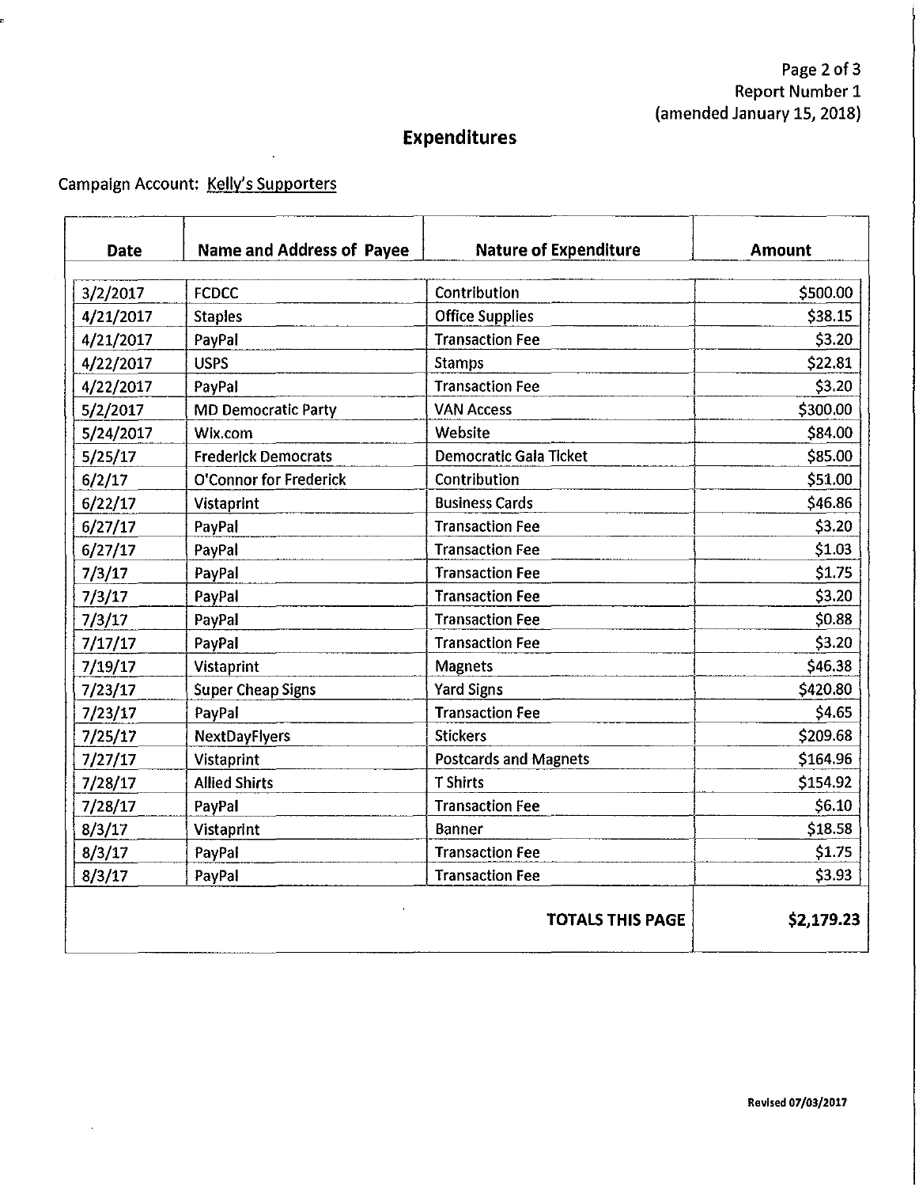Report Number 1
(amended January 15, 2018)

# Expenditures

Campaign Account: Kelly's Supporters

| Date | Name and Address of Payee | Nature of Expenditure | Amount |
|---|---|---|---|
| 3/2/2017 | FCDCC | Contribution | $500.00 |
| 4/21/2017 | Staples | Office Supplies | $38.15 |
| 4/21/2017 | PayPal | Transaction Fee | $3.20 |
| 4/22/2017 | USPS | Stamps | $22.81 |
| 4/22/2017 | PayPal | Transaction Fee | $3.20 |
| 5/2/2017 | MD Democratic Party | VAN Access | $300.00 |
| 5/24/2017 | Wix.com | Website | $84.00 |
| 5/25/17 | Frederick Democrats | Democratic Gala Ticket | $85.00 |
| 6/2/17 | O'Connor for Frederick | Contribution | $51.00 |
| 6/22/17 | Vistaprint | Business Cards | $46.86 |
| 6/27/17 | PayPal | Transaction Fee | $3.20 |
| 6/27/17 | PayPal | Transaction Fee | $1.03 |
| 7/3/17 | PayPal | Transaction Fee | $1.75 |
| 7/3/17 | PayPal | Transaction Fee | $3.20 |
| 7/3/17 | PayPal | Transaction Fee | $0.88 |
| 7/17/17 | PayPal | Transaction Fee | $3.20 |
| 7/19/17 | Vistaprint | Magnets | $46.38 |
| 7/23/17 | Super Cheap Signs | Yard Signs | $420.80 |
| 7/23/17 | PayPal | Transaction Fee | $4.65 |
| 7/25/17 | NextDayFlyers | Stickers | $209.68 |
| 7/27/17 | Vistaprint | Postcards and Magnets | $164.96 |
| 7/28/17 | Allied Shirts | T Shirts | $154.92 |
| 7/28/17 | PayPal | Transaction Fee | $6.10 |
| 8/3/17 | Vistaprint | Banner | $18.58 |
| 8/3/17 | PayPal | Transaction Fee | $1.75 |
| 8/3/17 | PayPal | Transaction Fee | $3.93 |
| | | **TOTALS THIS PAGE** | **$2,179.23** |

Revised 07/03/2017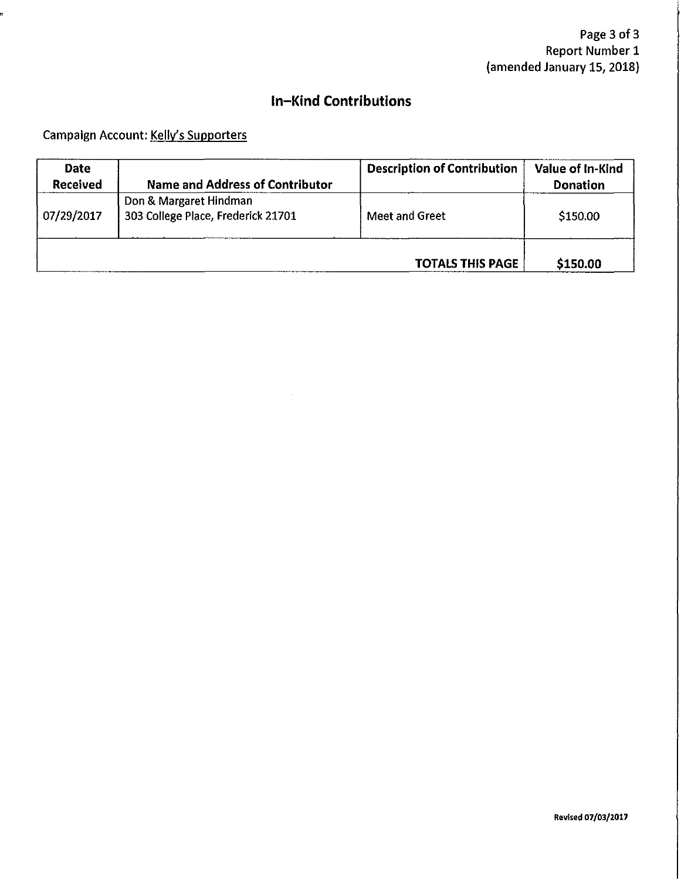Report Number 1
(amended January 15, 2018)

## In–Kind Contributions

Campaign Account: Kelly's Supporters

| Date Received | Name and Address of Contributor | Description of Contribution | Value of In-Kind Donation |
|---|---|---|---|
| 07/29/2017 | Don & Margaret Hindman<br>303 College Place, Frederick 21701 | Meet and Greet | $150.00 |
| | | **TOTALS THIS PAGE** | **$150.00** |

Revised 07/03/2017